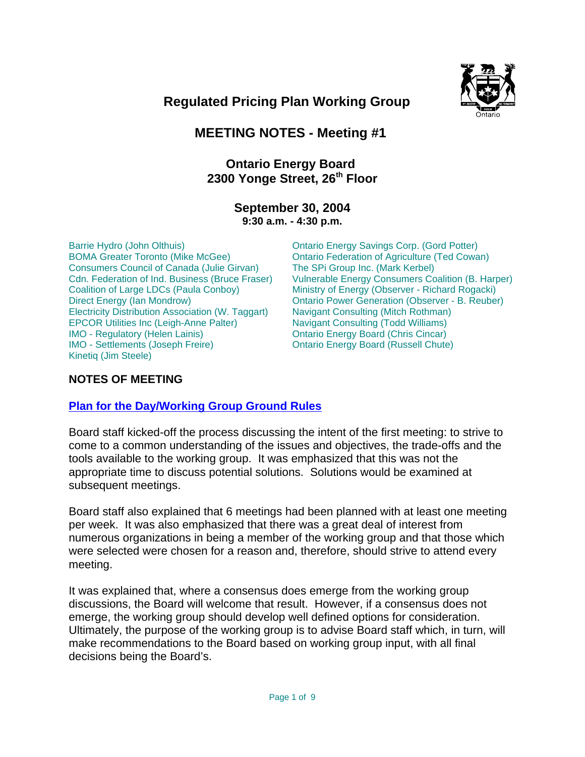# Regulated Pricing Plan Working Group

## MEETING NOTES - Meeting #1

### Ontario Energy Board
### 2300 Yonge Street, 26th Floor

### September 30, 2004
**9:30 a.m. - 4:30 p.m.**

Barrie Hydro (John Olthuis)
BOMA Greater Toronto (Mike McGee)
Consumers Council of Canada (Julie Girvan)
Cdn. Federation of Ind. Business (Bruce Fraser)
Coalition of Large LDCs (Paula Conboy)
Direct Energy (Ian Mondrow)
Electricity Distribution Association (W. Taggart)
EPCOR Utilities Inc (Leigh-Anne Palter)
IMO - Regulatory (Helen Lainis)
IMO - Settlements (Joseph Freire)
Kinetiq (Jim Steele)
Ontario Energy Savings Corp. (Gord Potter)
Ontario Federation of Agriculture (Ted Cowan)
The SPi Group Inc. (Mark Kerbel)
Vulnerable Energy Consumers Coalition (B. Harper)
Ministry of Energy (Observer - Richard Rogacki)
Ontario Power Generation (Observer - B. Reuber)
Navigant Consulting (Mitch Rothman)
Navigant Consulting (Todd Williams)
Ontario Energy Board (Chris Cincar)
Ontario Energy Board (Russell Chute)

## NOTES OF MEETING

### Plan for the Day/Working Group Ground Rules

Board staff kicked-off the process discussing the intent of the first meeting: to strive to come to a common understanding of the issues and objectives, the trade-offs and the tools available to the working group. It was emphasized that this was not the appropriate time to discuss potential solutions. Solutions would be examined at subsequent meetings.

Board staff also explained that 6 meetings had been planned with at least one meeting per week. It was also emphasized that there was a great deal of interest from numerous organizations in being a member of the working group and that those which were selected were chosen for a reason and, therefore, should strive to attend every meeting.

It was explained that, where a consensus does emerge from the working group discussions, the Board will welcome that result. However, if a consensus does not emerge, the working group should develop well defined options for consideration. Ultimately, the purpose of the working group is to advise Board staff which, in turn, will make recommendations to the Board based on working group input, with all final decisions being the Board's.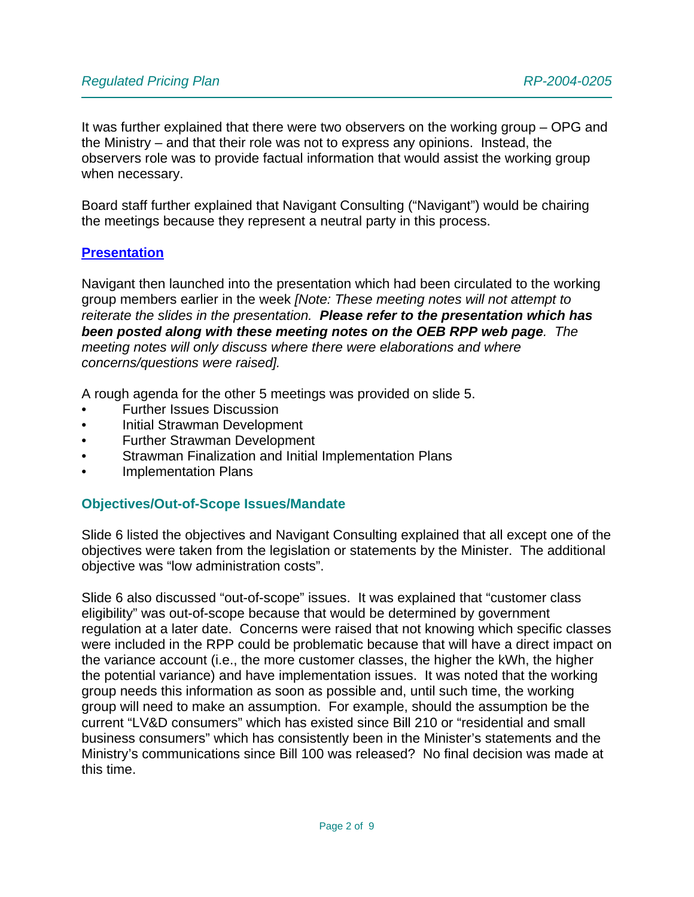It was further explained that there were two observers on the working group – OPG and the Ministry – and that their role was not to express any opinions. Instead, the observers role was to provide factual information that would assist the working group when necessary.

Board staff further explained that Navigant Consulting ("Navigant") would be chairing the meetings because they represent a neutral party in this process.

## Presentation

Navigant then launched into the presentation which had been circulated to the working group members earlier in the week *[Note: These meeting notes will not attempt to reiterate the slides in the presentation.* ***Please refer to the presentation which has been posted along with these meeting notes on the OEB RPP web page****. The meeting notes will only discuss where there were elaborations and where concerns/questions were raised].*

A rough agenda for the other 5 meetings was provided on slide 5.

- Further Issues Discussion
- Initial Strawman Development
- Further Strawman Development
- Strawman Finalization and Initial Implementation Plans
- Implementation Plans

### Objectives/Out-of-Scope Issues/Mandate

Slide 6 listed the objectives and Navigant Consulting explained that all except one of the objectives were taken from the legislation or statements by the Minister. The additional objective was "low administration costs".

Slide 6 also discussed "out-of-scope" issues. It was explained that "customer class eligibility" was out-of-scope because that would be determined by government regulation at a later date. Concerns were raised that not knowing which specific classes were included in the RPP could be problematic because that will have a direct impact on the variance account (i.e., the more customer classes, the higher the kWh, the higher the potential variance) and have implementation issues. It was noted that the working group needs this information as soon as possible and, until such time, the working group will need to make an assumption. For example, should the assumption be the current "LV&D consumers" which has existed since Bill 210 or "residential and small business consumers" which has consistently been in the Minister's statements and the Ministry's communications since Bill 100 was released? No final decision was made at this time.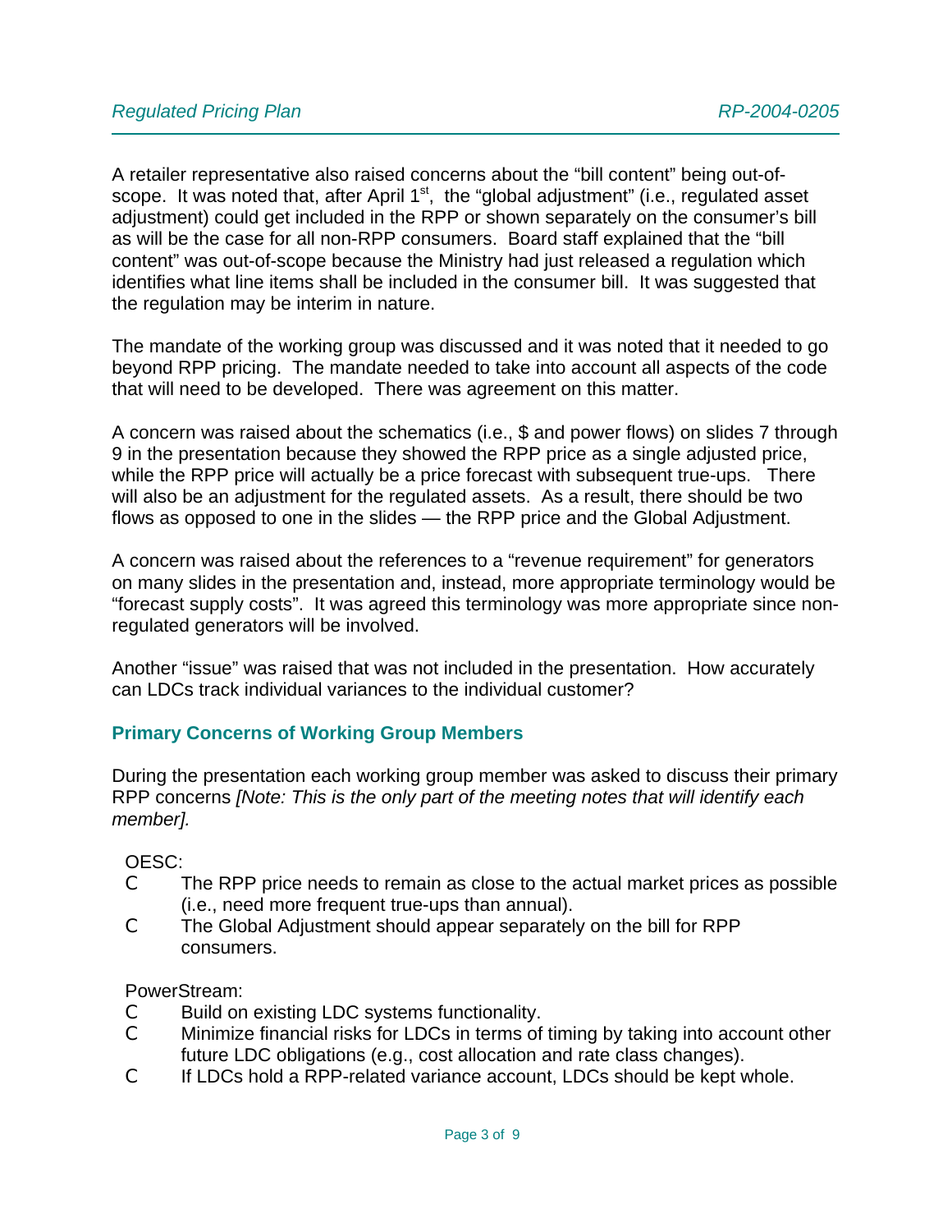A retailer representative also raised concerns about the "bill content" being out-of-scope. It was noted that, after April 1st, the "global adjustment" (i.e., regulated asset adjustment) could get included in the RPP or shown separately on the consumer's bill as will be the case for all non-RPP consumers. Board staff explained that the "bill content" was out-of-scope because the Ministry had just released a regulation which identifies what line items shall be included in the consumer bill. It was suggested that the regulation may be interim in nature.

The mandate of the working group was discussed and it was noted that it needed to go beyond RPP pricing. The mandate needed to take into account all aspects of the code that will need to be developed. There was agreement on this matter.

A concern was raised about the schematics (i.e., $ and power flows) on slides 7 through 9 in the presentation because they showed the RPP price as a single adjusted price, while the RPP price will actually be a price forecast with subsequent true-ups. There will also be an adjustment for the regulated assets. As a result, there should be two flows as opposed to one in the slides — the RPP price and the Global Adjustment.

A concern was raised about the references to a "revenue requirement" for generators on many slides in the presentation and, instead, more appropriate terminology would be "forecast supply costs". It was agreed this terminology was more appropriate since non-regulated generators will be involved.

Another "issue" was raised that was not included in the presentation. How accurately can LDCs track individual variances to the individual customer?

### Primary Concerns of Working Group Members

During the presentation each working group member was asked to discuss their primary RPP concerns *[Note: This is the only part of the meeting notes that will identify each member].*

OESC:

- The RPP price needs to remain as close to the actual market prices as possible (i.e., need more frequent true-ups than annual).
- The Global Adjustment should appear separately on the bill for RPP consumers.

PowerStream:

- Build on existing LDC systems functionality.
- Minimize financial risks for LDCs in terms of timing by taking into account other future LDC obligations (e.g., cost allocation and rate class changes).
- If LDCs hold a RPP-related variance account, LDCs should be kept whole.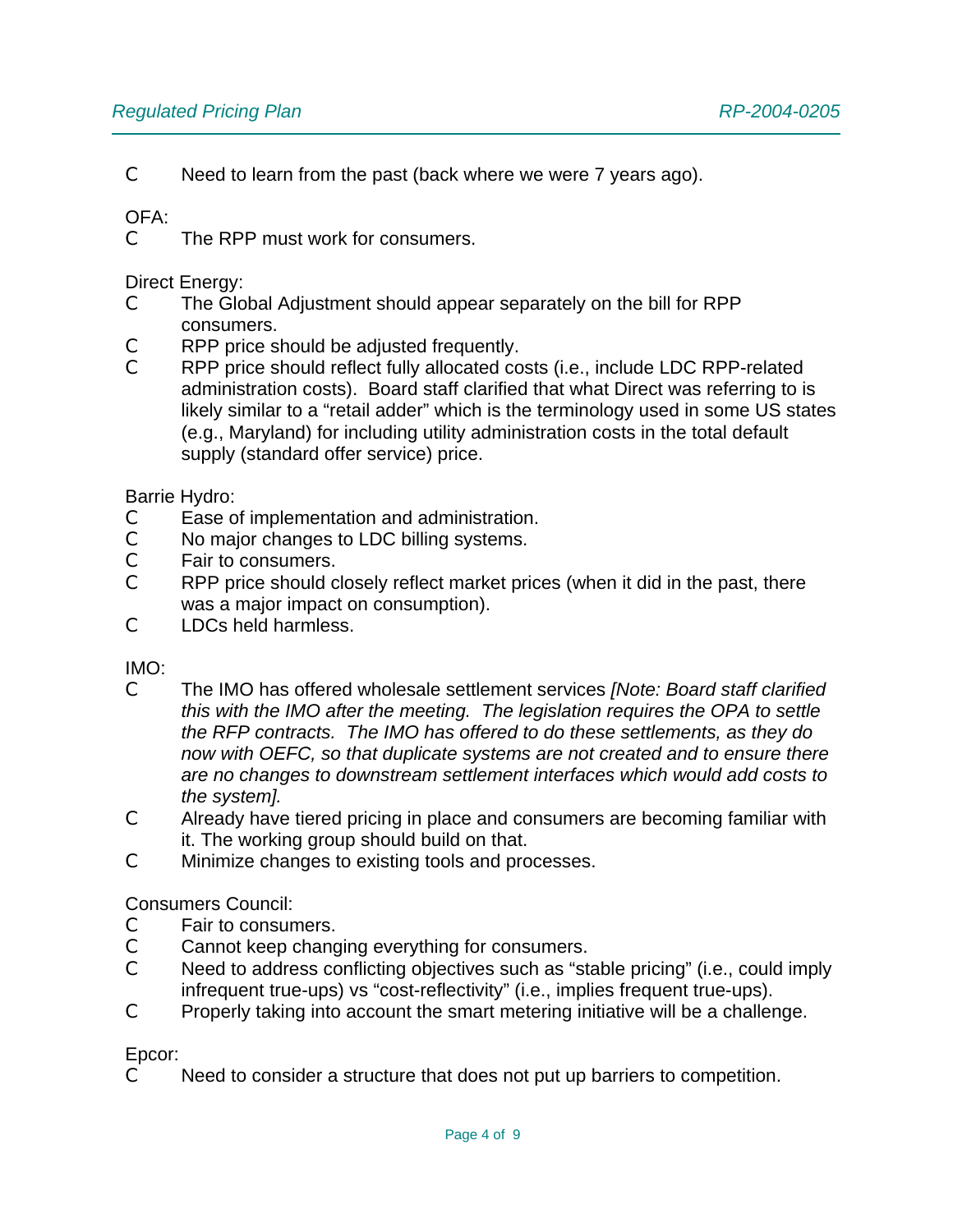C Need to learn from the past (back where we were 7 years ago).

OFA:

C The RPP must work for consumers.

Direct Energy:

C The Global Adjustment should appear separately on the bill for RPP consumers.

C RPP price should be adjusted frequently.

C RPP price should reflect fully allocated costs (i.e., include LDC RPP-related administration costs). Board staff clarified that what Direct was referring to is likely similar to a “retail adder” which is the terminology used in some US states (e.g., Maryland) for including utility administration costs in the total default supply (standard offer service) price.

Barrie Hydro:

C Ease of implementation and administration.

C No major changes to LDC billing systems.

C Fair to consumers.

C RPP price should closely reflect market prices (when it did in the past, there was a major impact on consumption).

C LDCs held harmless.

IMO:

C The IMO has offered wholesale settlement services *[Note: Board staff clarified this with the IMO after the meeting. The legislation requires the OPA to settle the RFP contracts. The IMO has offered to do these settlements, as they do now with OEFC, so that duplicate systems are not created and to ensure there are no changes to downstream settlement interfaces which would add costs to the system].*

C Already have tiered pricing in place and consumers are becoming familiar with it. The working group should build on that.

C Minimize changes to existing tools and processes.

Consumers Council:

C Fair to consumers.

C Cannot keep changing everything for consumers.

C Need to address conflicting objectives such as “stable pricing” (i.e., could imply infrequent true-ups) vs “cost-reflectivity” (i.e., implies frequent true-ups).

C Properly taking into account the smart metering initiative will be a challenge.

Epcor:

C Need to consider a structure that does not put up barriers to competition.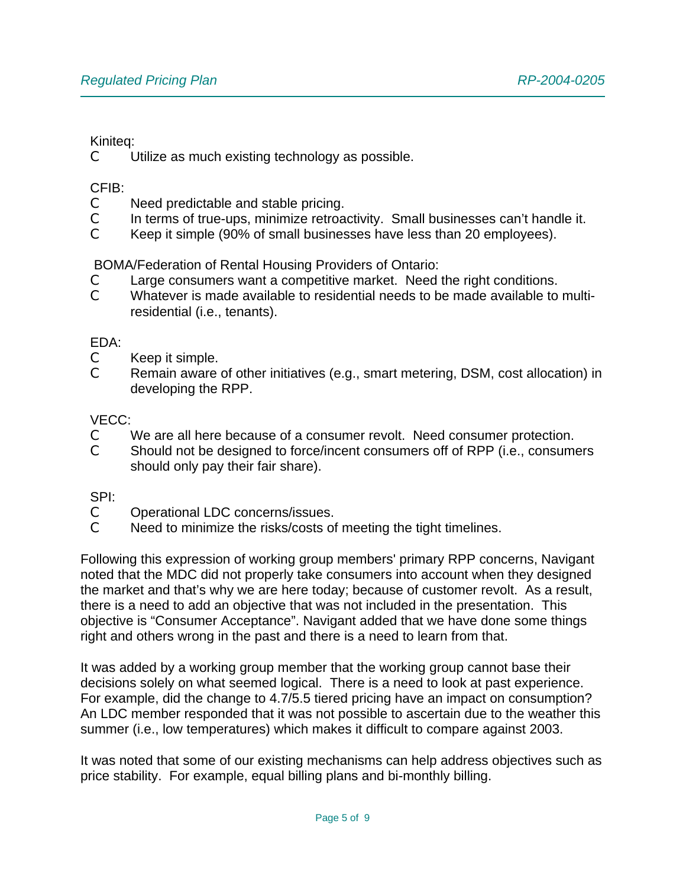Kiniteq:

- Utilize as much existing technology as possible.

CFIB:

- Need predictable and stable pricing.
- In terms of true-ups, minimize retroactivity. Small businesses can't handle it.
- Keep it simple (90% of small businesses have less than 20 employees).

BOMA/Federation of Rental Housing Providers of Ontario:

- Large consumers want a competitive market. Need the right conditions.
- Whatever is made available to residential needs to be made available to multi-residential (i.e., tenants).

EDA:

- Keep it simple.
- Remain aware of other initiatives (e.g., smart metering, DSM, cost allocation) in developing the RPP.

VECC:

- We are all here because of a consumer revolt. Need consumer protection.
- Should not be designed to force/incent consumers off of RPP (i.e., consumers should only pay their fair share).

SPI:

- Operational LDC concerns/issues.
- Need to minimize the risks/costs of meeting the tight timelines.

Following this expression of working group members' primary RPP concerns, Navigant noted that the MDC did not properly take consumers into account when they designed the market and that's why we are here today; because of customer revolt. As a result, there is a need to add an objective that was not included in the presentation. This objective is "Consumer Acceptance". Navigant added that we have done some things right and others wrong in the past and there is a need to learn from that.

It was added by a working group member that the working group cannot base their decisions solely on what seemed logical. There is a need to look at past experience. For example, did the change to 4.7/5.5 tiered pricing have an impact on consumption? An LDC member responded that it was not possible to ascertain due to the weather this summer (i.e., low temperatures) which makes it difficult to compare against 2003.

It was noted that some of our existing mechanisms can help address objectives such as price stability. For example, equal billing plans and bi-monthly billing.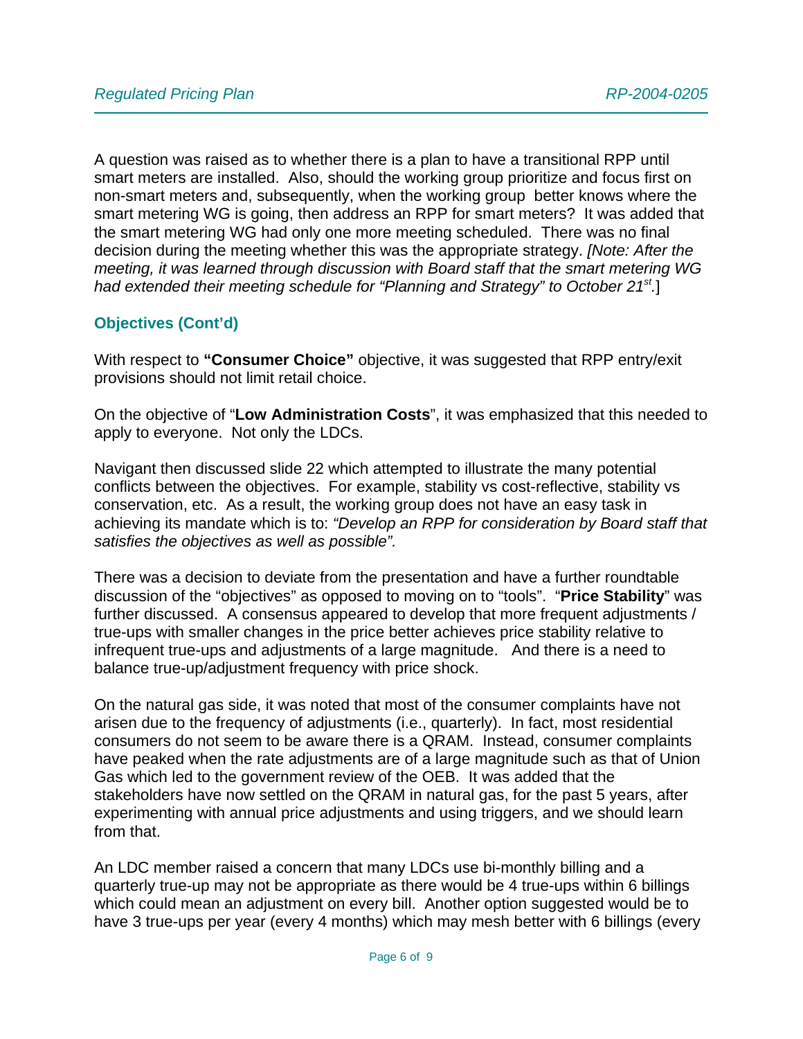A question was raised as to whether there is a plan to have a transitional RPP until smart meters are installed. Also, should the working group prioritize and focus first on non-smart meters and, subsequently, when the working group better knows where the smart metering WG is going, then address an RPP for smart meters? It was added that the smart metering WG had only one more meeting scheduled. There was no final decision during the meeting whether this was the appropriate strategy. *[Note: After the meeting, it was learned through discussion with Board staff that the smart metering WG had extended their meeting schedule for "Planning and Strategy" to October 21st.]*

### Objectives (Cont'd)

With respect to **"Consumer Choice"** objective, it was suggested that RPP entry/exit provisions should not limit retail choice.

On the objective of "**Low Administration Costs**", it was emphasized that this needed to apply to everyone. Not only the LDCs.

Navigant then discussed slide 22 which attempted to illustrate the many potential conflicts between the objectives. For example, stability vs cost-reflective, stability vs conservation, etc. As a result, the working group does not have an easy task in achieving its mandate which is to: *"Develop an RPP for consideration by Board staff that satisfies the objectives as well as possible".*

There was a decision to deviate from the presentation and have a further roundtable discussion of the "objectives" as opposed to moving on to "tools". "**Price Stability**" was further discussed. A consensus appeared to develop that more frequent adjustments / true-ups with smaller changes in the price better achieves price stability relative to infrequent true-ups and adjustments of a large magnitude. And there is a need to balance true-up/adjustment frequency with price shock.

On the natural gas side, it was noted that most of the consumer complaints have not arisen due to the frequency of adjustments (i.e., quarterly). In fact, most residential consumers do not seem to be aware there is a QRAM. Instead, consumer complaints have peaked when the rate adjustments are of a large magnitude such as that of Union Gas which led to the government review of the OEB. It was added that the stakeholders have now settled on the QRAM in natural gas, for the past 5 years, after experimenting with annual price adjustments and using triggers, and we should learn from that.

An LDC member raised a concern that many LDCs use bi-monthly billing and a quarterly true-up may not be appropriate as there would be 4 true-ups within 6 billings which could mean an adjustment on every bill. Another option suggested would be to have 3 true-ups per year (every 4 months) which may mesh better with 6 billings (every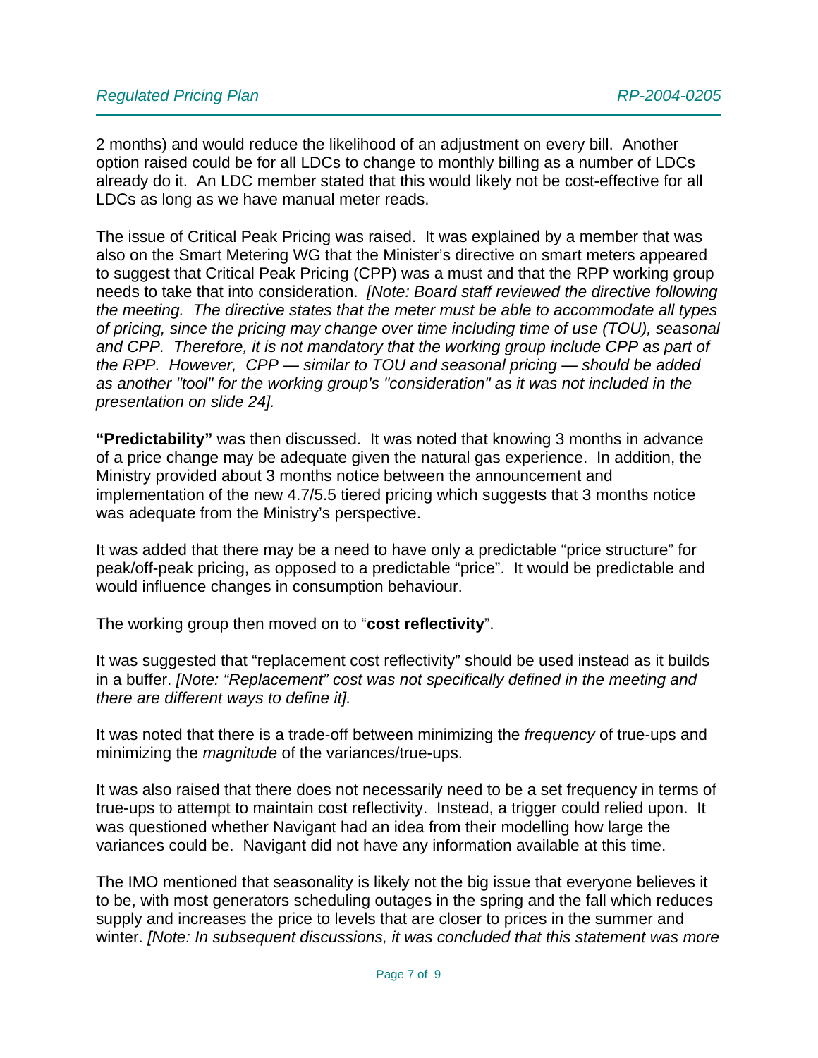2 months) and would reduce the likelihood of an adjustment on every bill. Another option raised could be for all LDCs to change to monthly billing as a number of LDCs already do it. An LDC member stated that this would likely not be cost-effective for all LDCs as long as we have manual meter reads.

The issue of Critical Peak Pricing was raised. It was explained by a member that was also on the Smart Metering WG that the Minister's directive on smart meters appeared to suggest that Critical Peak Pricing (CPP) was a must and that the RPP working group needs to take that into consideration. *[Note: Board staff reviewed the directive following the meeting. The directive states that the meter must be able to accommodate all types of pricing, since the pricing may change over time including time of use (TOU), seasonal and CPP. Therefore, it is not mandatory that the working group include CPP as part of the RPP. However, CPP — similar to TOU and seasonal pricing — should be added as another "tool" for the working group's "consideration" as it was not included in the presentation on slide 24].*

**"Predictability"** was then discussed. It was noted that knowing 3 months in advance of a price change may be adequate given the natural gas experience. In addition, the Ministry provided about 3 months notice between the announcement and implementation of the new 4.7/5.5 tiered pricing which suggests that 3 months notice was adequate from the Ministry's perspective.

It was added that there may be a need to have only a predictable "price structure" for peak/off-peak pricing, as opposed to a predictable "price". It would be predictable and would influence changes in consumption behaviour.

The working group then moved on to "**cost reflectivity**".

It was suggested that "replacement cost reflectivity" should be used instead as it builds in a buffer. *[Note: "Replacement" cost was not specifically defined in the meeting and there are different ways to define it].*

It was noted that there is a trade-off between minimizing the *frequency* of true-ups and minimizing the *magnitude* of the variances/true-ups.

It was also raised that there does not necessarily need to be a set frequency in terms of true-ups to attempt to maintain cost reflectivity. Instead, a trigger could relied upon. It was questioned whether Navigant had an idea from their modelling how large the variances could be. Navigant did not have any information available at this time.

The IMO mentioned that seasonality is likely not the big issue that everyone believes it to be, with most generators scheduling outages in the spring and the fall which reduces supply and increases the price to levels that are closer to prices in the summer and winter. *[Note: In subsequent discussions, it was concluded that this statement was more*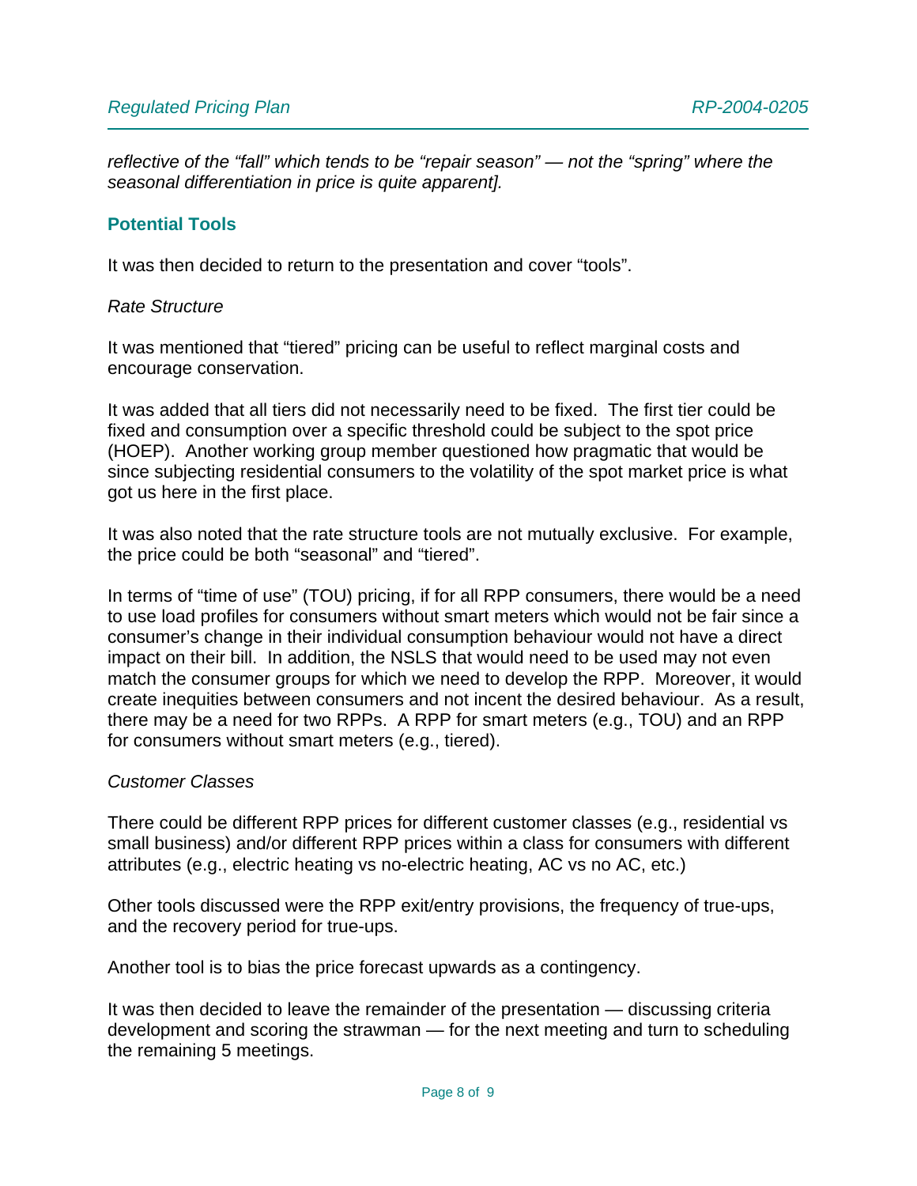*reflective of the “fall” which tends to be “repair season” — not the “spring” where the seasonal differentiation in price is quite apparent].*

## Potential Tools

It was then decided to return to the presentation and cover “tools”.

*Rate Structure*

It was mentioned that “tiered” pricing can be useful to reflect marginal costs and encourage conservation.

It was added that all tiers did not necessarily need to be fixed. The first tier could be fixed and consumption over a specific threshold could be subject to the spot price (HOEP). Another working group member questioned how pragmatic that would be since subjecting residential consumers to the volatility of the spot market price is what got us here in the first place.

It was also noted that the rate structure tools are not mutually exclusive. For example, the price could be both “seasonal” and “tiered”.

In terms of “time of use” (TOU) pricing, if for all RPP consumers, there would be a need to use load profiles for consumers without smart meters which would not be fair since a consumer’s change in their individual consumption behaviour would not have a direct impact on their bill. In addition, the NSLS that would need to be used may not even match the consumer groups for which we need to develop the RPP. Moreover, it would create inequities between consumers and not incent the desired behaviour. As a result, there may be a need for two RPPs. A RPP for smart meters (e.g., TOU) and an RPP for consumers without smart meters (e.g., tiered).

*Customer Classes*

There could be different RPP prices for different customer classes (e.g., residential vs small business) and/or different RPP prices within a class for consumers with different attributes (e.g., electric heating vs no-electric heating, AC vs no AC, etc.)

Other tools discussed were the RPP exit/entry provisions, the frequency of true-ups, and the recovery period for true-ups.

Another tool is to bias the price forecast upwards as a contingency.

It was then decided to leave the remainder of the presentation — discussing criteria development and scoring the strawman — for the next meeting and turn to scheduling the remaining 5 meetings.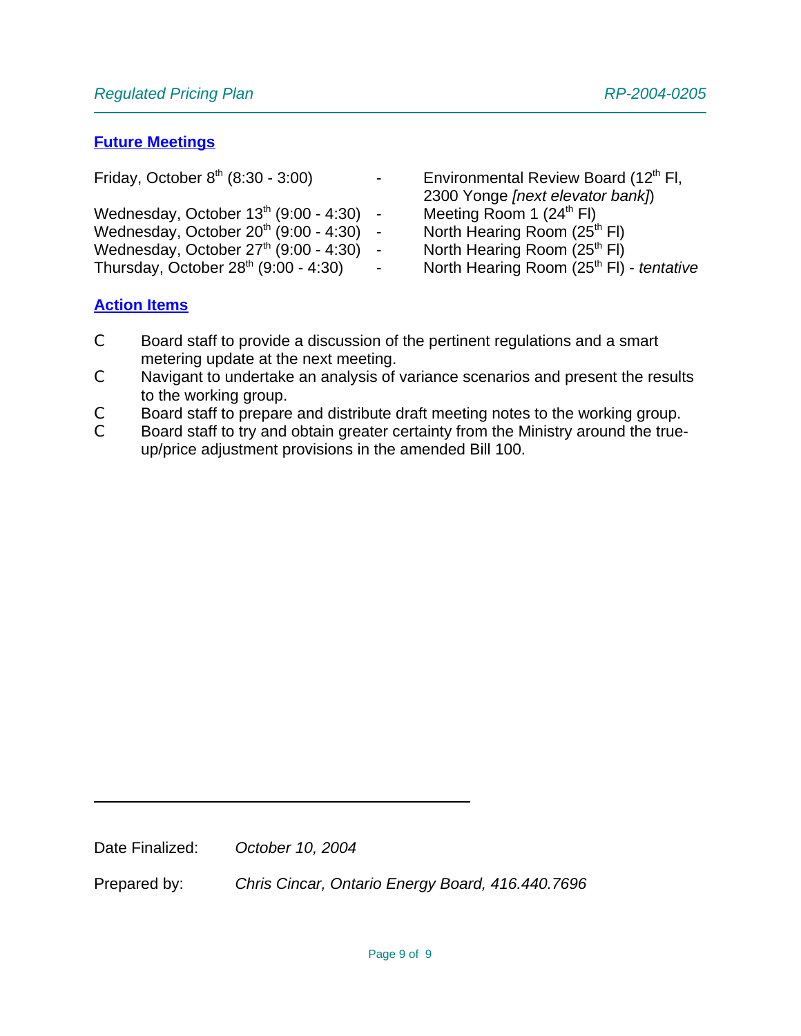## Future Meetings

| | | |
|---|---|---|
| Friday, October 8th (8:30 - 3:00) | - | Environmental Review Board (12th Fl, 2300 Yonge *[next elevator bank]*) |
| Wednesday, October 13th (9:00 - 4:30) | - | Meeting Room 1 (24th Fl) |
| Wednesday, October 20th (9:00 - 4:30) | - | North Hearing Room (25th Fl) |
| Wednesday, October 27th (9:00 - 4:30) | - | North Hearing Room (25th Fl) |
| Thursday, October 28th (9:00 - 4:30) | - | North Hearing Room (25th Fl) - *tentative* |

## Action Items

- Board staff to provide a discussion of the pertinent regulations and a smart metering update at the next meeting.
- Navigant to undertake an analysis of variance scenarios and present the results to the working group.
- Board staff to prepare and distribute draft meeting notes to the working group.
- Board staff to try and obtain greater certainty from the Ministry around the true-up/price adjustment provisions in the amended Bill 100.

---

Date Finalized: *October 10, 2004*

Prepared by: *Chris Cincar, Ontario Energy Board, 416.440.7696*